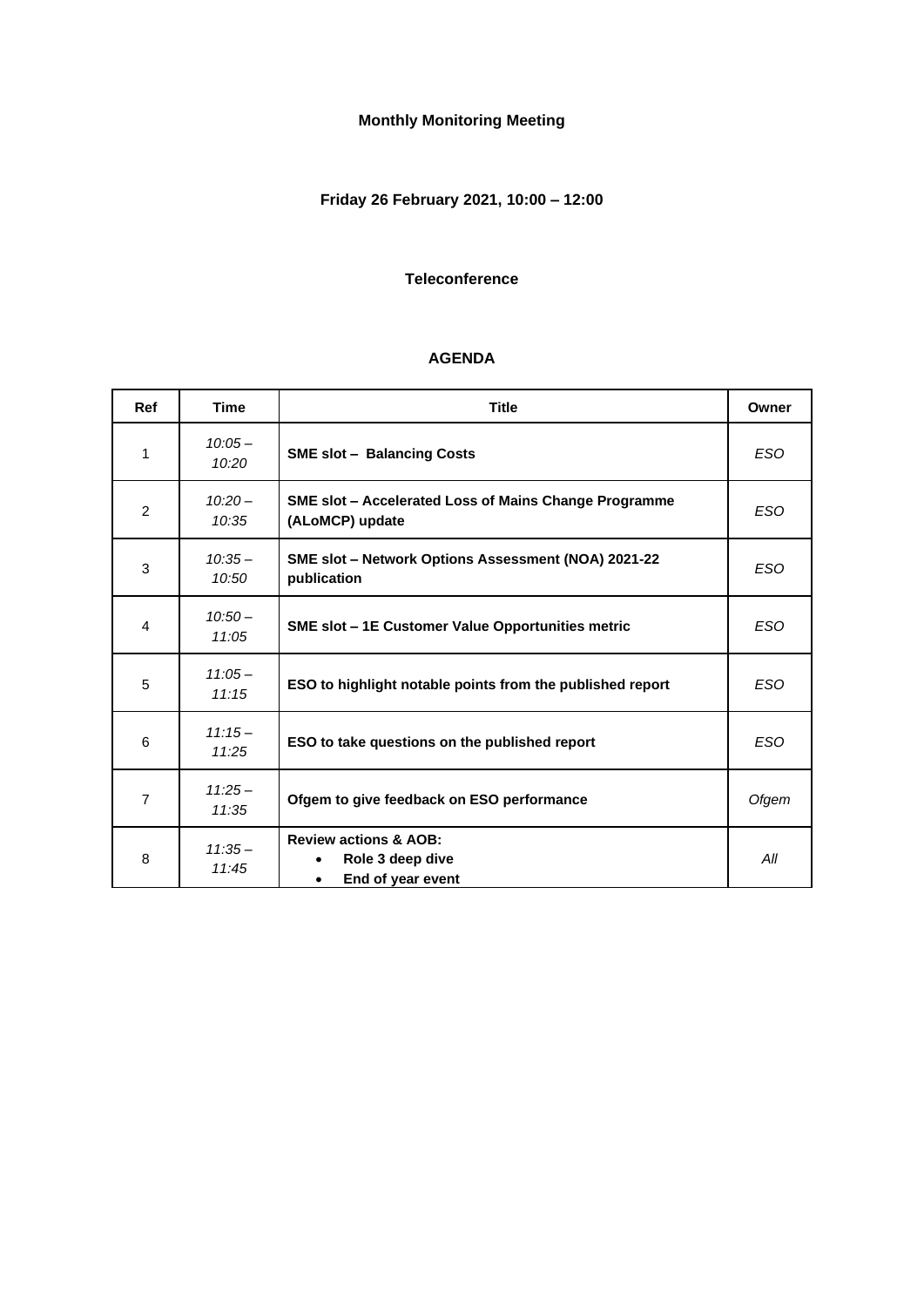**Monthly Monitoring Meeting**

**Friday 26 February 2021, 10:00 – 12:00**

**Teleconference**

**AGENDA**

| Ref | Time | Title | Owner |
|---|---|---|---|
| 1 | *10:05 – 10:20* | **SME slot – Balancing Costs** | *ESO* |
| 2 | *10:20 – 10:35* | **SME slot – Accelerated Loss of Mains Change Programme (ALoMCP) update** | *ESO* |
| 3 | *10:35 – 10:50* | **SME slot – Network Options Assessment (NOA) 2021-22 publication** | *ESO* |
| 4 | *10:50 – 11:05* | **SME slot – 1E Customer Value Opportunities metric** | *ESO* |
| 5 | *11:05 – 11:15* | **ESO to highlight notable points from the published report** | *ESO* |
| 6 | *11:15 – 11:25* | **ESO to take questions on the published report** | *ESO* |
| 7 | *11:25 – 11:35* | **Ofgem to give feedback on ESO performance** | *Ofgem* |
| 8 | *11:35 – 11:45* | **Review actions & AOB:** <br> • **Role 3 deep dive** <br> • **End of year event** | *All* |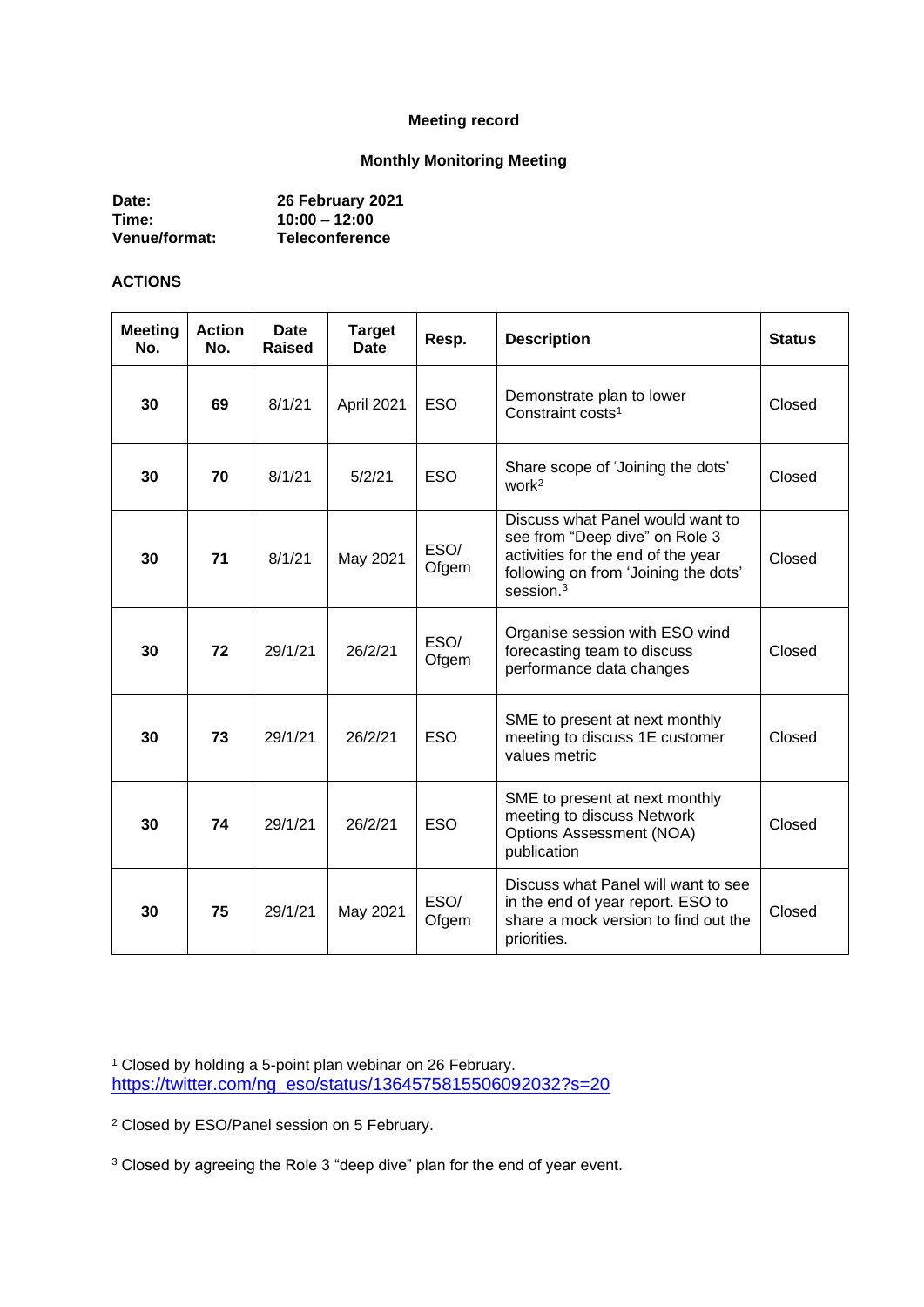**Meeting record**

**Monthly Monitoring Meeting**

**Date:** 26 February 2021
**Time:** 10:00 – 12:00
**Venue/format:** Teleconference

**ACTIONS**

| Meeting No. | Action No. | Date Raised | Target Date | Resp. | Description | Status |
|---|---|---|---|---|---|---|
| **30** | **69** | 8/1/21 | April 2021 | ESO | Demonstrate plan to lower Constraint costs[1] | Closed |
| **30** | **70** | 8/1/21 | 5/2/21 | ESO | Share scope of 'Joining the dots' work[2] | Closed |
| **30** | **71** | 8/1/21 | May 2021 | ESO/ Ofgem | Discuss what Panel would want to see from "Deep dive" on Role 3 activities for the end of the year following on from 'Joining the dots' session.[3] | Closed |
| **30** | **72** | 29/1/21 | 26/2/21 | ESO/ Ofgem | Organise session with ESO wind forecasting team to discuss performance data changes | Closed |
| **30** | **73** | 29/1/21 | 26/2/21 | ESO | SME to present at next monthly meeting to discuss 1E customer values metric | Closed |
| **30** | **74** | 29/1/21 | 26/2/21 | ESO | SME to present at next monthly meeting to discuss Network Options Assessment (NOA) publication | Closed |
| **30** | **75** | 29/1/21 | May 2021 | ESO/ Ofgem | Discuss what Panel will want to see in the end of year report. ESO to share a mock version to find out the priorities. | Closed |

[1] Closed by holding a 5-point plan webinar on 26 February. https://twitter.com/ng_eso/status/1364575815506092032?s=20

[2] Closed by ESO/Panel session on 5 February.

[3] Closed by agreeing the Role 3 "deep dive" plan for the end of year event.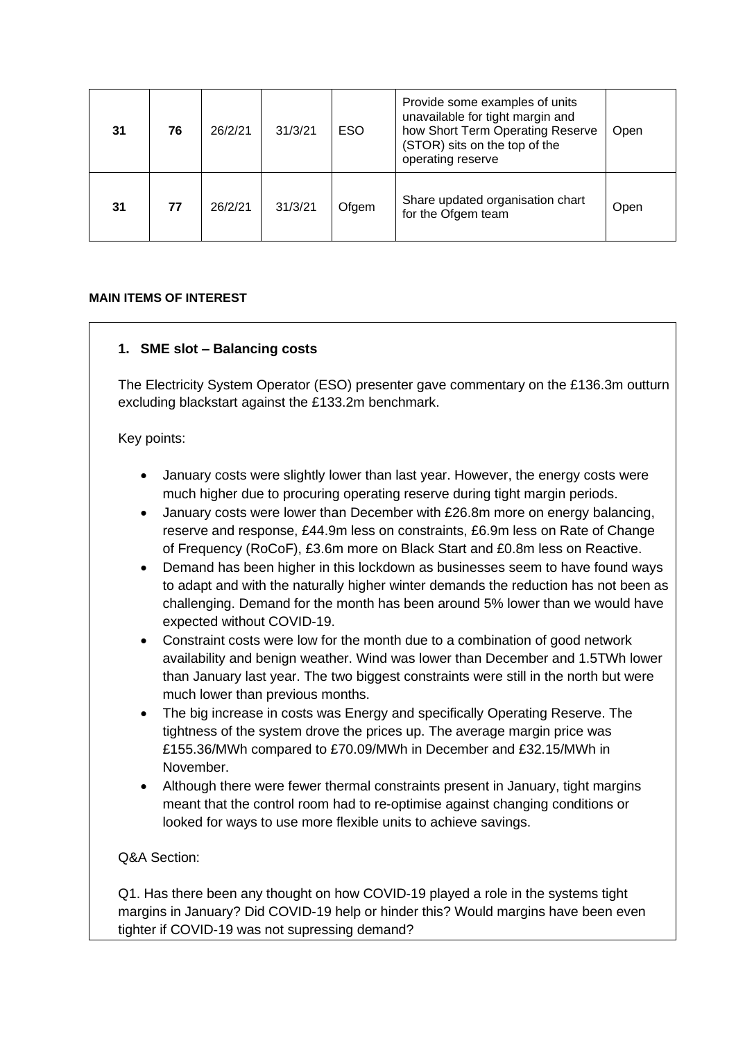| 31 | 76 | 26/2/21 | 31/3/21 | ESO | Provide some examples of units unavailable for tight margin and how Short Term Operating Reserve (STOR) sits on the top of the operating reserve | Open |
|---|---|---|---|---|---|---|
| 31 | 77 | 26/2/21 | 31/3/21 | Ofgem | Share updated organisation chart for the Ofgem team | Open |

**MAIN ITEMS OF INTEREST**

**1. SME slot – Balancing costs**

The Electricity System Operator (ESO) presenter gave commentary on the £136.3m outturn excluding blackstart against the £133.2m benchmark.

Key points:

- January costs were slightly lower than last year. However, the energy costs were much higher due to procuring operating reserve during tight margin periods.
- January costs were lower than December with £26.8m more on energy balancing, reserve and response, £44.9m less on constraints, £6.9m less on Rate of Change of Frequency (RoCoF), £3.6m more on Black Start and £0.8m less on Reactive.
- Demand has been higher in this lockdown as businesses seem to have found ways to adapt and with the naturally higher winter demands the reduction has not been as challenging. Demand for the month has been around 5% lower than we would have expected without COVID-19.
- Constraint costs were low for the month due to a combination of good network availability and benign weather. Wind was lower than December and 1.5TWh lower than January last year. The two biggest constraints were still in the north but were much lower than previous months.
- The big increase in costs was Energy and specifically Operating Reserve. The tightness of the system drove the prices up. The average margin price was £155.36/MWh compared to £70.09/MWh in December and £32.15/MWh in November.
- Although there were fewer thermal constraints present in January, tight margins meant that the control room had to re-optimise against changing conditions or looked for ways to use more flexible units to achieve savings.

Q&A Section:

Q1. Has there been any thought on how COVID-19 played a role in the systems tight margins in January? Did COVID-19 help or hinder this? Would margins have been even tighter if COVID-19 was not supressing demand?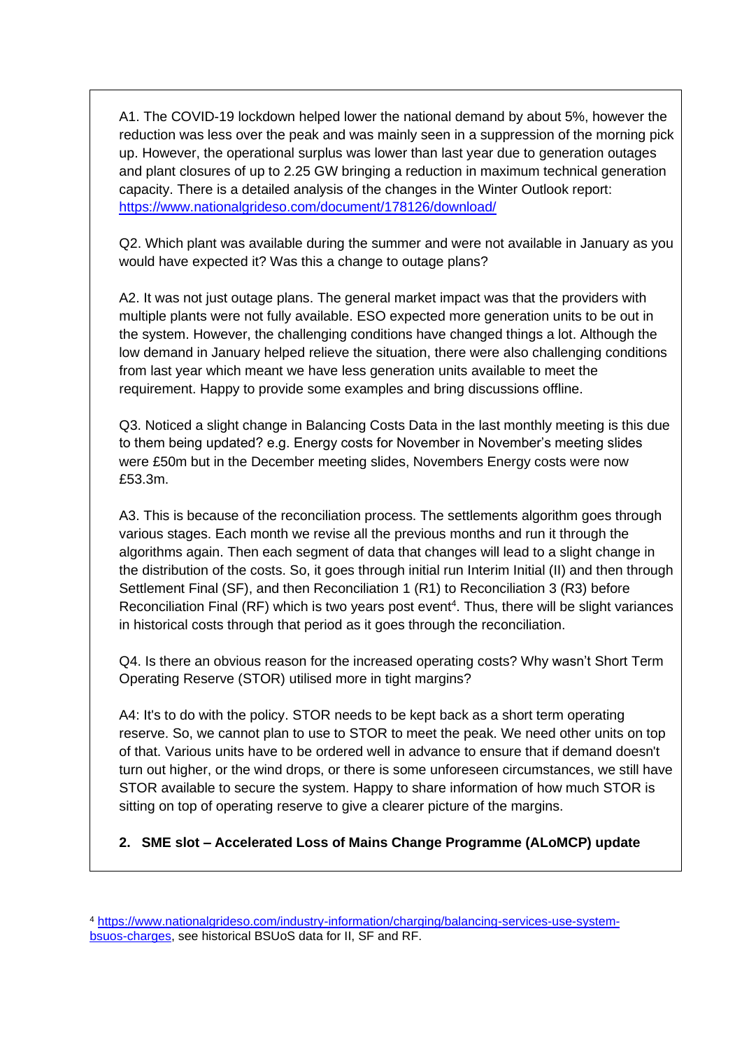A1. The COVID-19 lockdown helped lower the national demand by about 5%, however the reduction was less over the peak and was mainly seen in a suppression of the morning pick up. However, the operational surplus was lower than last year due to generation outages and plant closures of up to 2.25 GW bringing a reduction in maximum technical generation capacity. There is a detailed analysis of the changes in the Winter Outlook report: https://www.nationalgrideso.com/document/178126/download/

Q2. Which plant was available during the summer and were not available in January as you would have expected it? Was this a change to outage plans?

A2. It was not just outage plans. The general market impact was that the providers with multiple plants were not fully available. ESO expected more generation units to be out in the system. However, the challenging conditions have changed things a lot. Although the low demand in January helped relieve the situation, there were also challenging conditions from last year which meant we have less generation units available to meet the requirement. Happy to provide some examples and bring discussions offline.

Q3. Noticed a slight change in Balancing Costs Data in the last monthly meeting is this due to them being updated? e.g. Energy costs for November in November's meeting slides were £50m but in the December meeting slides, Novembers Energy costs were now £53.3m.

A3. This is because of the reconciliation process. The settlements algorithm goes through various stages. Each month we revise all the previous months and run it through the algorithms again. Then each segment of data that changes will lead to a slight change in the distribution of the costs. So, it goes through initial run Interim Initial (II) and then through Settlement Final (SF), and then Reconciliation 1 (R1) to Reconciliation 3 (R3) before Reconciliation Final (RF) which is two years post event[4]. Thus, there will be slight variances in historical costs through that period as it goes through the reconciliation.

Q4. Is there an obvious reason for the increased operating costs? Why wasn't Short Term Operating Reserve (STOR) utilised more in tight margins?

A4: It's to do with the policy. STOR needs to be kept back as a short term operating reserve. So, we cannot plan to use to STOR to meet the peak. We need other units on top of that. Various units have to be ordered well in advance to ensure that if demand doesn't turn out higher, or the wind drops, or there is some unforeseen circumstances, we still have STOR available to secure the system. Happy to share information of how much STOR is sitting on top of operating reserve to give a clearer picture of the margins.

**2. SME slot – Accelerated Loss of Mains Change Programme (ALoMCP) update**

[4] https://www.nationalgrideso.com/industry-information/charging/balancing-services-use-system-bsuos-charges, see historical BSUoS data for II, SF and RF.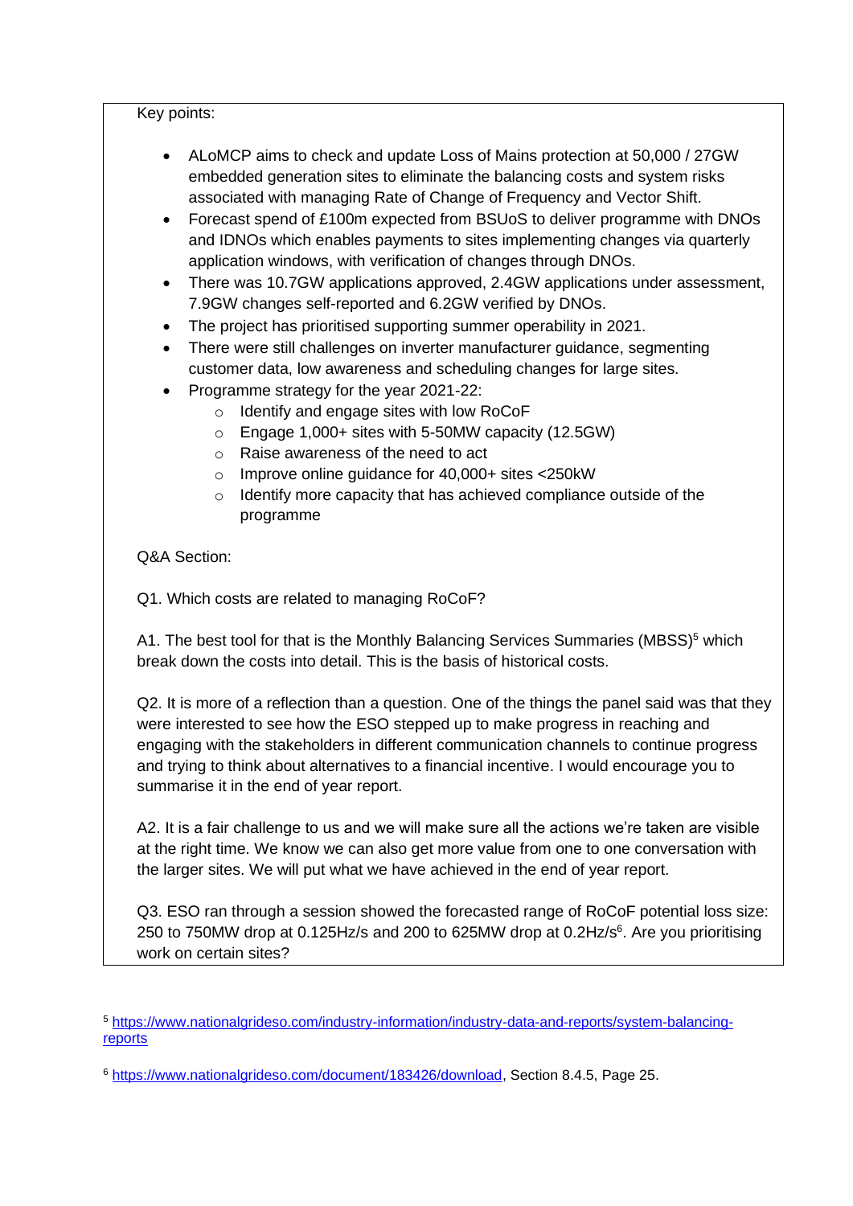Key points:

- ALoMCP aims to check and update Loss of Mains protection at 50,000 / 27GW embedded generation sites to eliminate the balancing costs and system risks associated with managing Rate of Change of Frequency and Vector Shift.
- Forecast spend of £100m expected from BSUoS to deliver programme with DNOs and IDNOs which enables payments to sites implementing changes via quarterly application windows, with verification of changes through DNOs.
- There was 10.7GW applications approved, 2.4GW applications under assessment, 7.9GW changes self-reported and 6.2GW verified by DNOs.
- The project has prioritised supporting summer operability in 2021.
- There were still challenges on inverter manufacturer guidance, segmenting customer data, low awareness and scheduling changes for large sites.
- Programme strategy for the year 2021-22:
  - Identify and engage sites with low RoCoF
  - Engage 1,000+ sites with 5-50MW capacity (12.5GW)
  - Raise awareness of the need to act
  - Improve online guidance for 40,000+ sites <250kW
  - Identify more capacity that has achieved compliance outside of the programme

Q&A Section:

Q1. Which costs are related to managing RoCoF?

A1. The best tool for that is the Monthly Balancing Services Summaries (MBSS)[5] which break down the costs into detail. This is the basis of historical costs.

Q2. It is more of a reflection than a question. One of the things the panel said was that they were interested to see how the ESO stepped up to make progress in reaching and engaging with the stakeholders in different communication channels to continue progress and trying to think about alternatives to a financial incentive. I would encourage you to summarise it in the end of year report.

A2. It is a fair challenge to us and we will make sure all the actions we're taken are visible at the right time. We know we can also get more value from one to one conversation with the larger sites. We will put what we have achieved in the end of year report.

Q3. ESO ran through a session showed the forecasted range of RoCoF potential loss size: 250 to 750MW drop at 0.125Hz/s and 200 to 625MW drop at 0.2Hz/s[6]. Are you prioritising work on certain sites?

---

[5] https://www.nationalgrideso.com/industry-information/industry-data-and-reports/system-balancing-reports

[6] https://www.nationalgrideso.com/document/183426/download, Section 8.4.5, Page 25.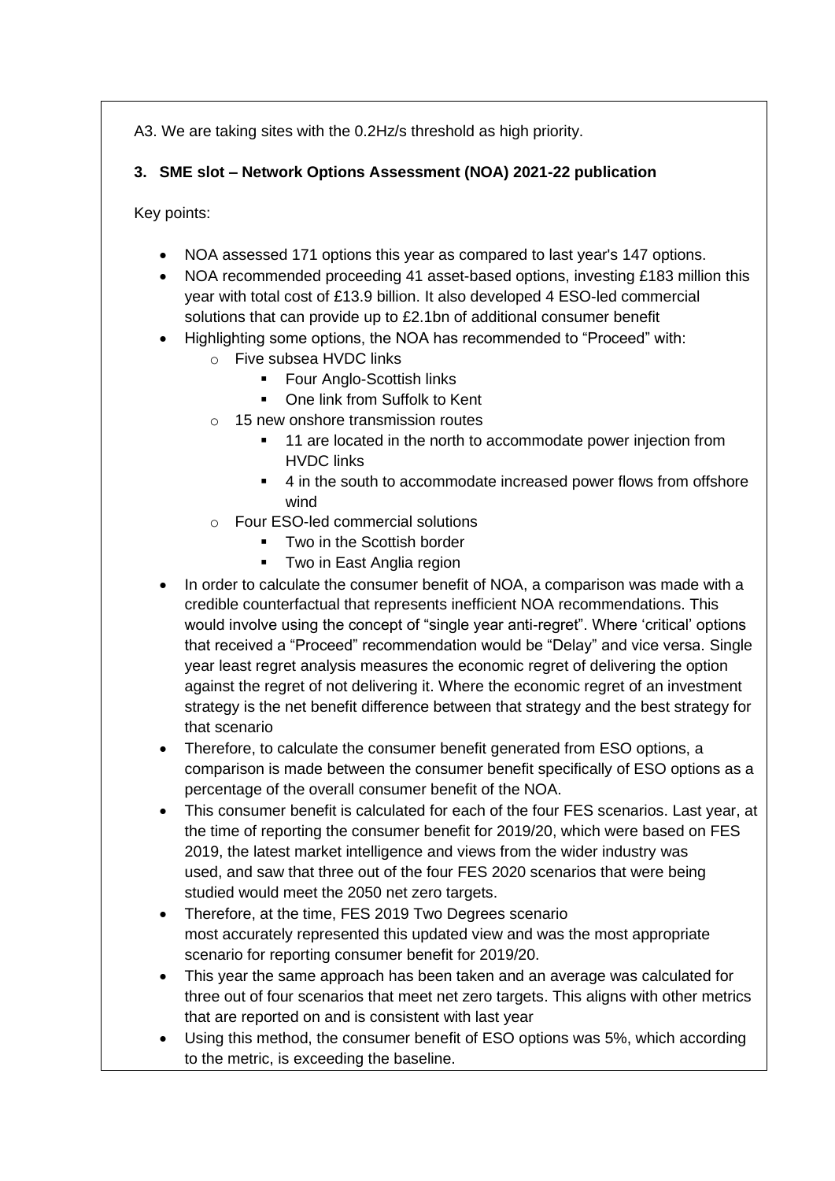A3. We are taking sites with the 0.2Hz/s threshold as high priority.

### 3. SME slot – Network Options Assessment (NOA) 2021-22 publication

Key points:

- NOA assessed 171 options this year as compared to last year's 147 options.
- NOA recommended proceeding 41 asset-based options, investing £183 million this year with total cost of £13.9 billion. It also developed 4 ESO-led commercial solutions that can provide up to £2.1bn of additional consumer benefit
- Highlighting some options, the NOA has recommended to "Proceed" with:
  - Five subsea HVDC links
    - Four Anglo-Scottish links
    - One link from Suffolk to Kent
  - 15 new onshore transmission routes
    - 11 are located in the north to accommodate power injection from HVDC links
    - 4 in the south to accommodate increased power flows from offshore wind
  - Four ESO-led commercial solutions
    - Two in the Scottish border
    - Two in East Anglia region
- In order to calculate the consumer benefit of NOA, a comparison was made with a credible counterfactual that represents inefficient NOA recommendations. This would involve using the concept of "single year anti-regret". Where 'critical' options that received a "Proceed" recommendation would be "Delay" and vice versa. Single year least regret analysis measures the economic regret of delivering the option against the regret of not delivering it. Where the economic regret of an investment strategy is the net benefit difference between that strategy and the best strategy for that scenario
- Therefore, to calculate the consumer benefit generated from ESO options, a comparison is made between the consumer benefit specifically of ESO options as a percentage of the overall consumer benefit of the NOA.
- This consumer benefit is calculated for each of the four FES scenarios. Last year, at the time of reporting the consumer benefit for 2019/20, which were based on FES 2019, the latest market intelligence and views from the wider industry was used, and saw that three out of the four FES 2020 scenarios that were being studied would meet the 2050 net zero targets.
- Therefore, at the time, FES 2019 Two Degrees scenario most accurately represented this updated view and was the most appropriate scenario for reporting consumer benefit for 2019/20.
- This year the same approach has been taken and an average was calculated for three out of four scenarios that meet net zero targets. This aligns with other metrics that are reported on and is consistent with last year
- Using this method, the consumer benefit of ESO options was 5%, which according to the metric, is exceeding the baseline.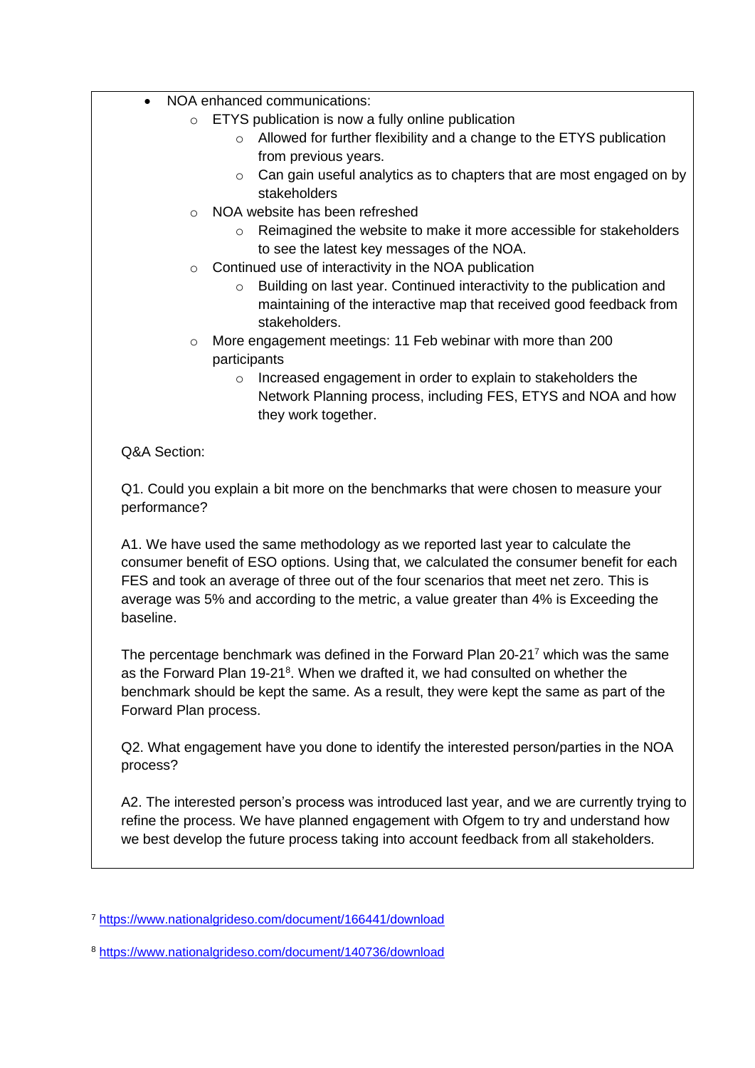- NOA enhanced communications:
  - ETYS publication is now a fully online publication
    - Allowed for further flexibility and a change to the ETYS publication from previous years.
    - Can gain useful analytics as to chapters that are most engaged on by stakeholders
  - NOA website has been refreshed
    - Reimagined the website to make it more accessible for stakeholders to see the latest key messages of the NOA.
  - Continued use of interactivity in the NOA publication
    - Building on last year. Continued interactivity to the publication and maintaining of the interactive map that received good feedback from stakeholders.
  - More engagement meetings: 11 Feb webinar with more than 200 participants
    - Increased engagement in order to explain to stakeholders the Network Planning process, including FES, ETYS and NOA and how they work together.

Q&A Section:

Q1. Could you explain a bit more on the benchmarks that were chosen to measure your performance?

A1. We have used the same methodology as we reported last year to calculate the consumer benefit of ESO options. Using that, we calculated the consumer benefit for each FES and took an average of three out of the four scenarios that meet net zero. This is average was 5% and according to the metric, a value greater than 4% is Exceeding the baseline.

The percentage benchmark was defined in the Forward Plan 20-21[7] which was the same as the Forward Plan 19-21[8]. When we drafted it, we had consulted on whether the benchmark should be kept the same. As a result, they were kept the same as part of the Forward Plan process.

Q2. What engagement have you done to identify the interested person/parties in the NOA process?

A2. The interested person's process was introduced last year, and we are currently trying to refine the process. We have planned engagement with Ofgem to try and understand how we best develop the future process taking into account feedback from all stakeholders.

[7] https://www.nationalgrideso.com/document/166441/download

[8] https://www.nationalgrideso.com/document/140736/download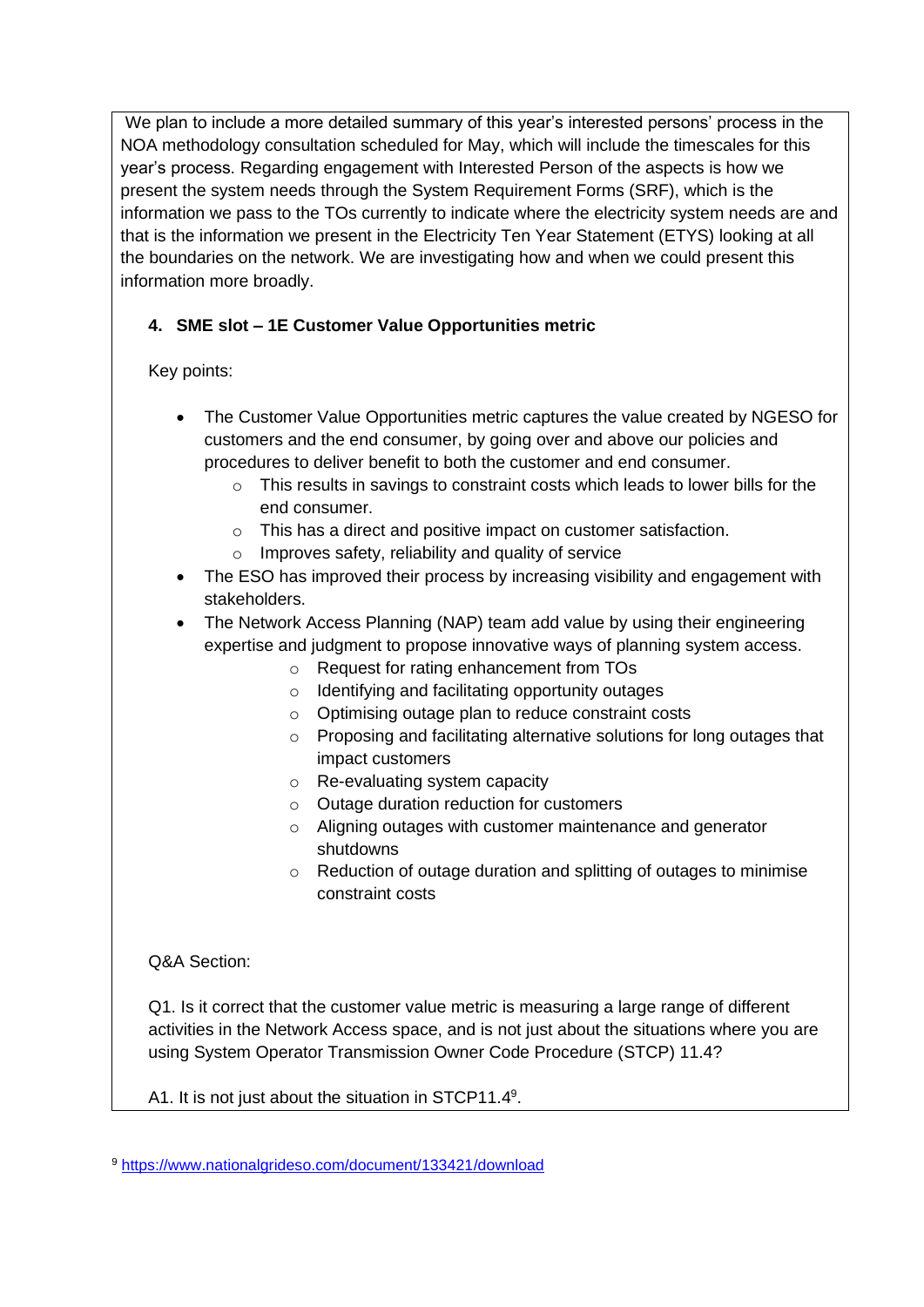We plan to include a more detailed summary of this year's interested persons' process in the NOA methodology consultation scheduled for May, which will include the timescales for this year's process. Regarding engagement with Interested Person of the aspects is how we present the system needs through the System Requirement Forms (SRF), which is the information we pass to the TOs currently to indicate where the electricity system needs are and that is the information we present in the Electricity Ten Year Statement (ETYS) looking at all the boundaries on the network. We are investigating how and when we could present this information more broadly.

**4. SME slot – 1E Customer Value Opportunities metric**

Key points:

- The Customer Value Opportunities metric captures the value created by NGESO for customers and the end consumer, by going over and above our policies and procedures to deliver benefit to both the customer and end consumer.
  - This results in savings to constraint costs which leads to lower bills for the end consumer.
  - This has a direct and positive impact on customer satisfaction.
  - Improves safety, reliability and quality of service
- The ESO has improved their process by increasing visibility and engagement with stakeholders.
- The Network Access Planning (NAP) team add value by using their engineering expertise and judgment to propose innovative ways of planning system access.
  - Request for rating enhancement from TOs
  - Identifying and facilitating opportunity outages
  - Optimising outage plan to reduce constraint costs
  - Proposing and facilitating alternative solutions for long outages that impact customers
  - Re-evaluating system capacity
  - Outage duration reduction for customers
  - Aligning outages with customer maintenance and generator shutdowns
  - Reduction of outage duration and splitting of outages to minimise constraint costs

Q&A Section:

Q1. Is it correct that the customer value metric is measuring a large range of different activities in the Network Access space, and is not just about the situations where you are using System Operator Transmission Owner Code Procedure (STCP) 11.4?

A1. It is not just about the situation in STCP11.4[9].

[9] https://www.nationalgrideso.com/document/133421/download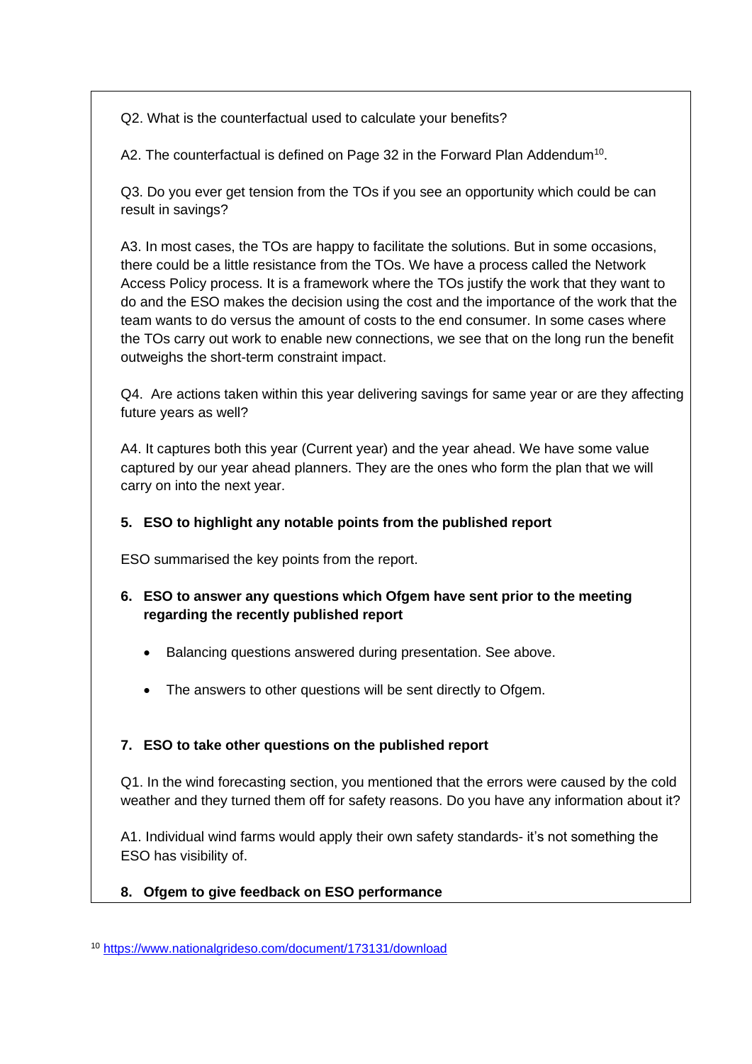Q2. What is the counterfactual used to calculate your benefits?

A2. The counterfactual is defined on Page 32 in the Forward Plan Addendum[10].

Q3. Do you ever get tension from the TOs if you see an opportunity which could be can result in savings?

A3. In most cases, the TOs are happy to facilitate the solutions. But in some occasions, there could be a little resistance from the TOs. We have a process called the Network Access Policy process. It is a framework where the TOs justify the work that they want to do and the ESO makes the decision using the cost and the importance of the work that the team wants to do versus the amount of costs to the end consumer. In some cases where the TOs carry out work to enable new connections, we see that on the long run the benefit outweighs the short-term constraint impact.

Q4. Are actions taken within this year delivering savings for same year or are they affecting future years as well?

A4. It captures both this year (Current year) and the year ahead. We have some value captured by our year ahead planners. They are the ones who form the plan that we will carry on into the next year.

**5. ESO to highlight any notable points from the published report**

ESO summarised the key points from the report.

**6. ESO to answer any questions which Ofgem have sent prior to the meeting regarding the recently published report**

- Balancing questions answered during presentation. See above.
- The answers to other questions will be sent directly to Ofgem.

**7. ESO to take other questions on the published report**

Q1. In the wind forecasting section, you mentioned that the errors were caused by the cold weather and they turned them off for safety reasons. Do you have any information about it?

A1. Individual wind farms would apply their own safety standards- it's not something the ESO has visibility of.

**8. Ofgem to give feedback on ESO performance**

[10] https://www.nationalgrideso.com/document/173131/download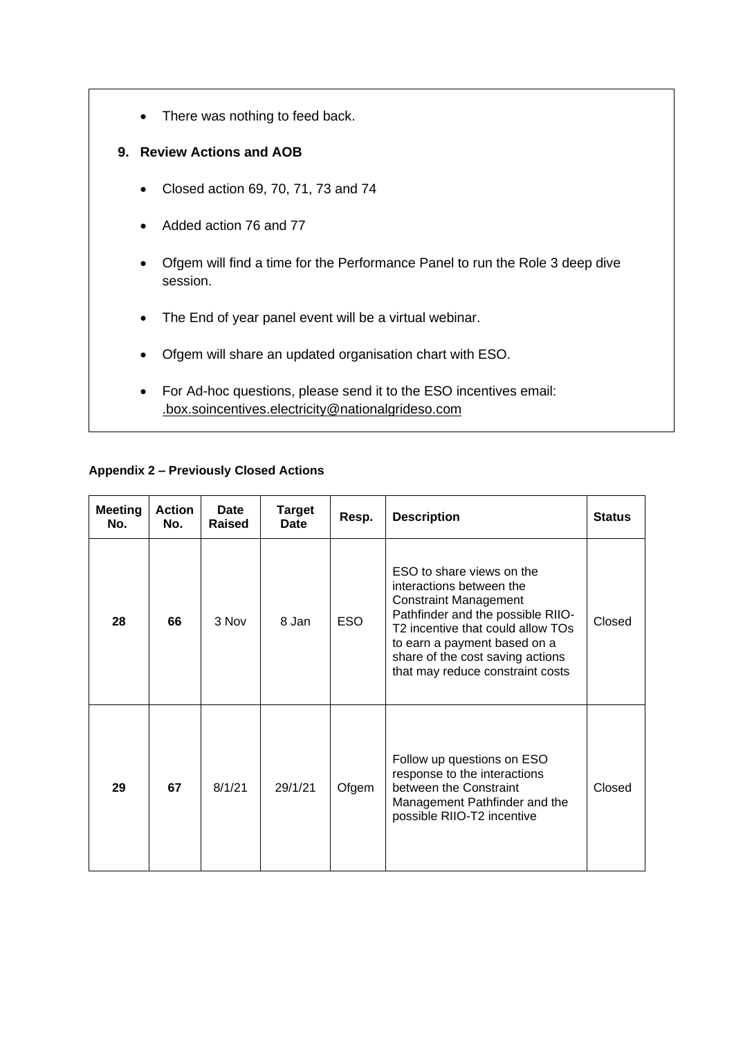- There was nothing to feed back.

## 9. Review Actions and AOB

- Closed action 69, 70, 71, 73 and 74
- Added action 76 and 77
- Ofgem will find a time for the Performance Panel to run the Role 3 deep dive session.
- The End of year panel event will be a virtual webinar.
- Ofgem will share an updated organisation chart with ESO.
- For Ad-hoc questions, please send it to the ESO incentives email: .box.soincentives.electricity@nationalgrideso.com

**Appendix 2 – Previously Closed Actions**

| Meeting No. | Action No. | Date Raised | Target Date | Resp. | Description | Status |
|---|---|---|---|---|---|---|
| **28** | **66** | 3 Nov | 8 Jan | ESO | ESO to share views on the interactions between the Constraint Management Pathfinder and the possible RIIO-T2 incentive that could allow TOs to earn a payment based on a share of the cost saving actions that may reduce constraint costs | Closed |
| **29** | **67** | 8/1/21 | 29/1/21 | Ofgem | Follow up questions on ESO response to the interactions between the Constraint Management Pathfinder and the possible RIIO-T2 incentive | Closed |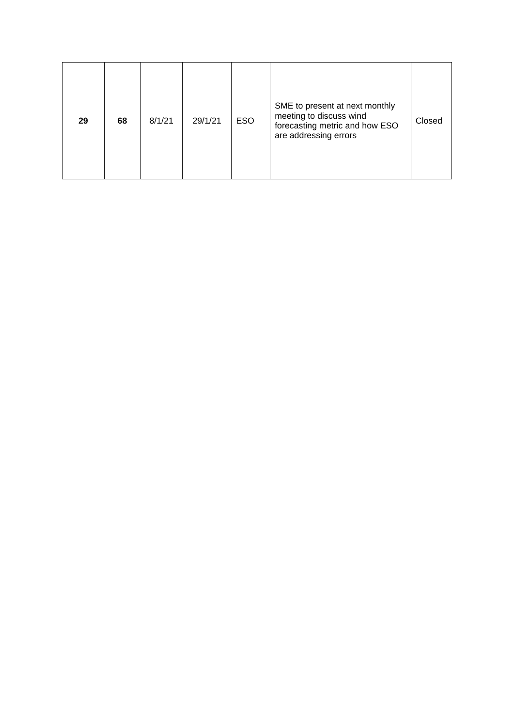| | | | | | | |
|---|---|---|---|---|---|---|
| **29** | **68** | 8/1/21 | 29/1/21 | ESO | SME to present at next monthly meeting to discuss wind forecasting metric and how ESO are addressing errors | Closed |